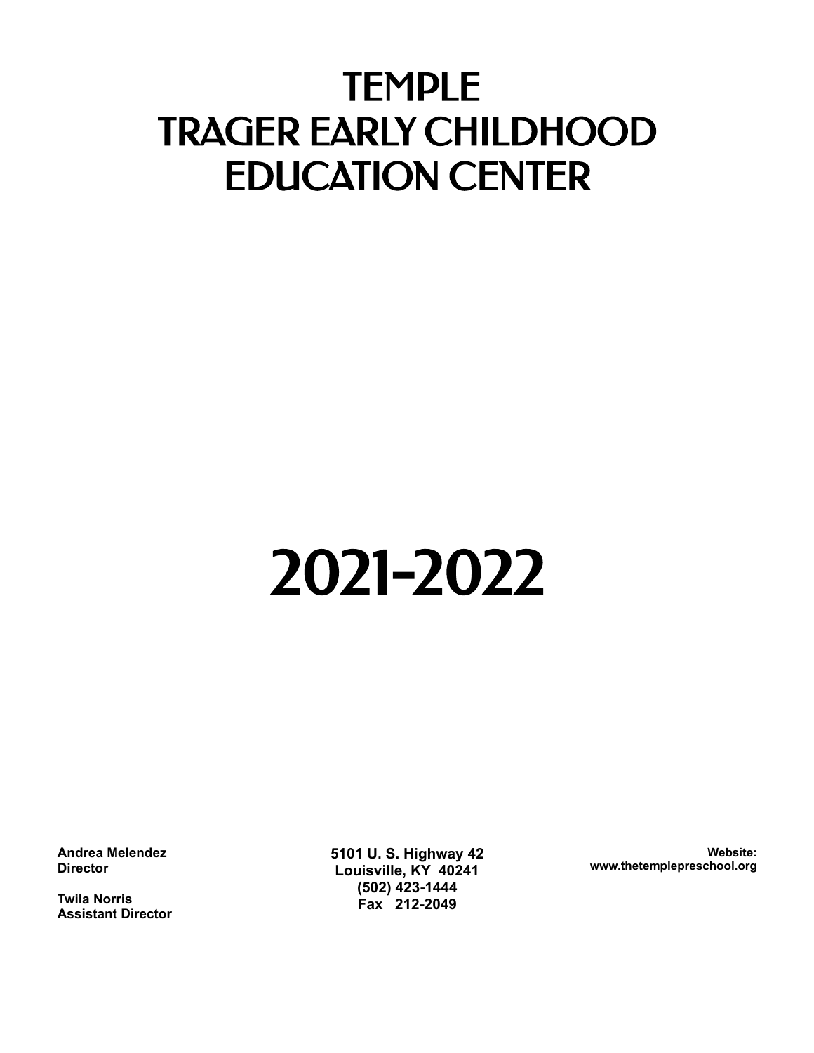# TEMPLE
# TRAGER EARLY CHILDHOOD
# EDUCATION CENTER

# 2021-2022

**Andrea Melendez**
**Director**

**Twila Norris**
**Assistant Director**

**5101 U. S. Highway 42**
**Louisville, KY 40241**
**(502) 423-1444**
**Fax 212-2049**

**Website:**
**www.thetemplepreschool.org**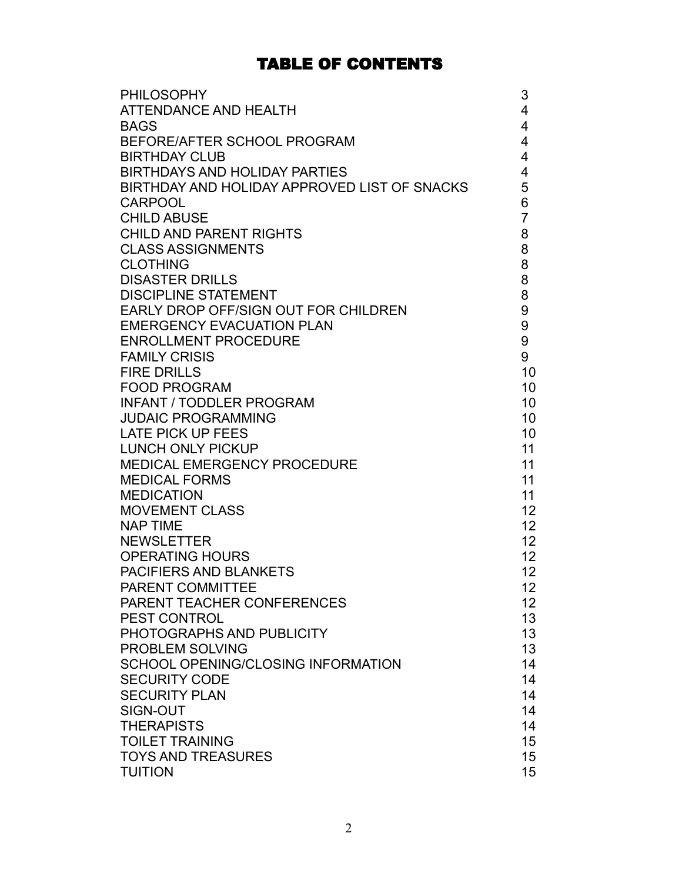# TABLE OF CONTENTS

| | |
|---|---|
| PHILOSOPHY | 3 |
| ATTENDANCE AND HEALTH | 4 |
| BAGS | 4 |
| BEFORE/AFTER SCHOOL PROGRAM | 4 |
| BIRTHDAY CLUB | 4 |
| BIRTHDAYS AND HOLIDAY PARTIES | 4 |
| BIRTHDAY AND HOLIDAY APPROVED LIST OF SNACKS | 5 |
| CARPOOL | 6 |
| CHILD ABUSE | 7 |
| CHILD AND PARENT RIGHTS | 8 |
| CLASS ASSIGNMENTS | 8 |
| CLOTHING | 8 |
| DISASTER DRILLS | 8 |
| DISCIPLINE STATEMENT | 8 |
| EARLY DROP OFF/SIGN OUT FOR CHILDREN | 9 |
| EMERGENCY EVACUATION PLAN | 9 |
| ENROLLMENT PROCEDURE | 9 |
| FAMILY CRISIS | 9 |
| FIRE DRILLS | 10 |
| FOOD PROGRAM | 10 |
| INFANT / TODDLER PROGRAM | 10 |
| JUDAIC PROGRAMMING | 10 |
| LATE PICK UP FEES | 10 |
| LUNCH ONLY PICKUP | 11 |
| MEDICAL EMERGENCY PROCEDURE | 11 |
| MEDICAL FORMS | 11 |
| MEDICATION | 11 |
| MOVEMENT CLASS | 12 |
| NAP TIME | 12 |
| NEWSLETTER | 12 |
| OPERATING HOURS | 12 |
| PACIFIERS AND BLANKETS | 12 |
| PARENT COMMITTEE | 12 |
| PARENT TEACHER CONFERENCES | 12 |
| PEST CONTROL | 13 |
| PHOTOGRAPHS AND PUBLICITY | 13 |
| PROBLEM SOLVING | 13 |
| SCHOOL OPENING/CLOSING INFORMATION | 14 |
| SECURITY CODE | 14 |
| SECURITY PLAN | 14 |
| SIGN-OUT | 14 |
| THERAPISTS | 14 |
| TOILET TRAINING | 15 |
| TOYS AND TREASURES | 15 |
| TUITION | 15 |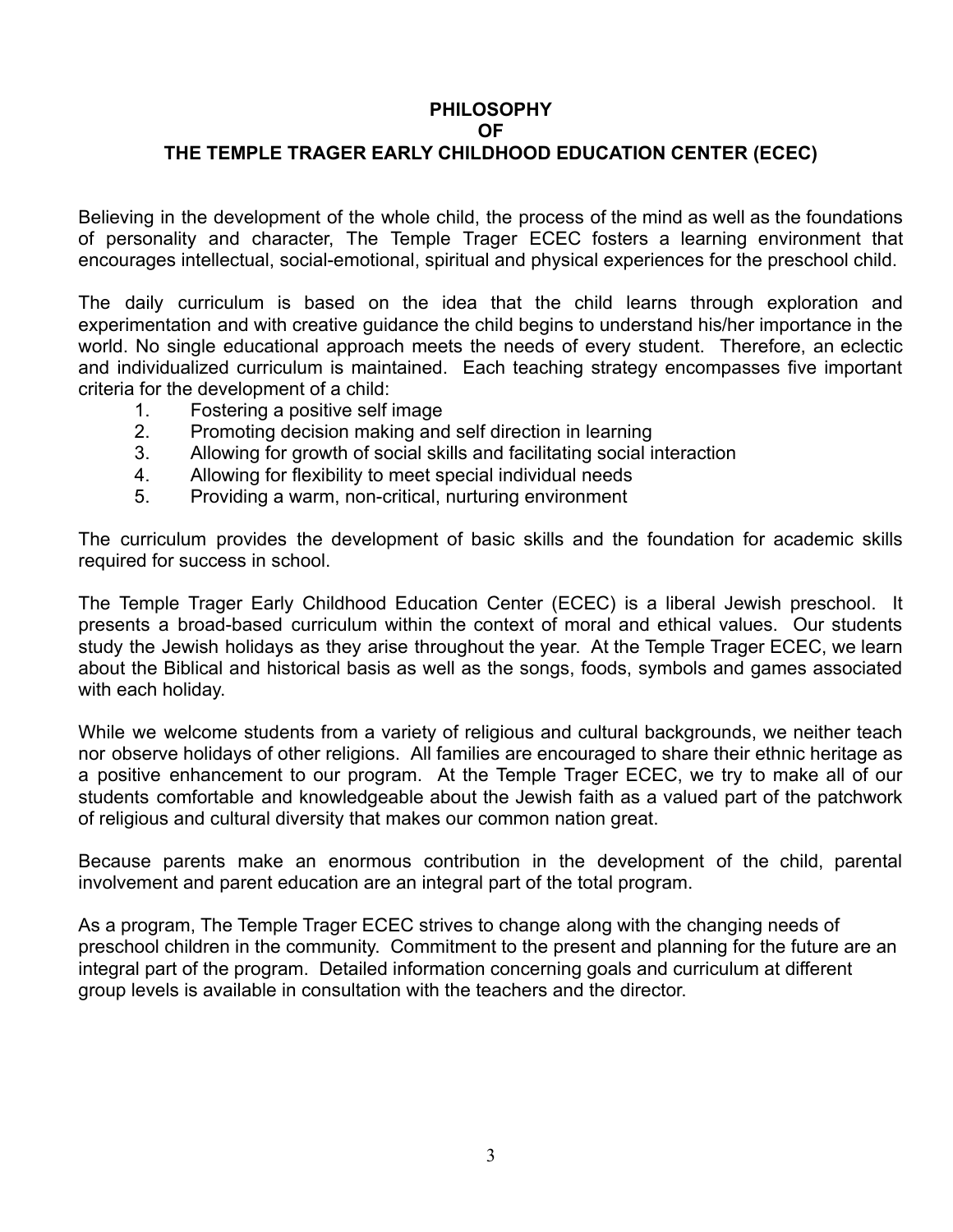# PHILOSOPHY OF THE TEMPLE TRAGER EARLY CHILDHOOD EDUCATION CENTER (ECEC)

Believing in the development of the whole child, the process of the mind as well as the foundations of personality and character, The Temple Trager ECEC fosters a learning environment that encourages intellectual, social-emotional, spiritual and physical experiences for the preschool child.

The daily curriculum is based on the idea that the child learns through exploration and experimentation and with creative guidance the child begins to understand his/her importance in the world. No single educational approach meets the needs of every student. Therefore, an eclectic and individualized curriculum is maintained. Each teaching strategy encompasses five important criteria for the development of a child:

1. Fostering a positive self image
2. Promoting decision making and self direction in learning
3. Allowing for growth of social skills and facilitating social interaction
4. Allowing for flexibility to meet special individual needs
5. Providing a warm, non-critical, nurturing environment

The curriculum provides the development of basic skills and the foundation for academic skills required for success in school.

The Temple Trager Early Childhood Education Center (ECEC) is a liberal Jewish preschool. It presents a broad-based curriculum within the context of moral and ethical values. Our students study the Jewish holidays as they arise throughout the year. At the Temple Trager ECEC, we learn about the Biblical and historical basis as well as the songs, foods, symbols and games associated with each holiday.

While we welcome students from a variety of religious and cultural backgrounds, we neither teach nor observe holidays of other religions. All families are encouraged to share their ethnic heritage as a positive enhancement to our program. At the Temple Trager ECEC, we try to make all of our students comfortable and knowledgeable about the Jewish faith as a valued part of the patchwork of religious and cultural diversity that makes our common nation great.

Because parents make an enormous contribution in the development of the child, parental involvement and parent education are an integral part of the total program.

As a program, The Temple Trager ECEC strives to change along with the changing needs of preschool children in the community. Commitment to the present and planning for the future are an integral part of the program. Detailed information concerning goals and curriculum at different group levels is available in consultation with the teachers and the director.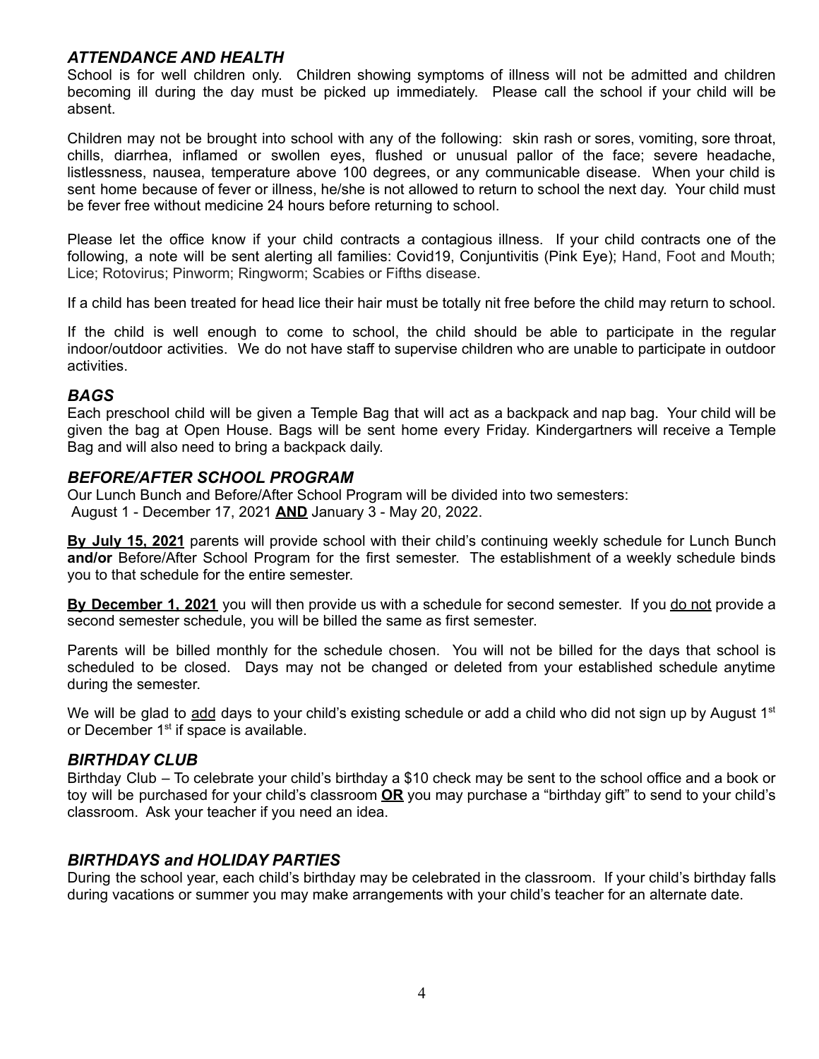### *ATTENDANCE AND HEALTH*

School is for well children only. Children showing symptoms of illness will not be admitted and children becoming ill during the day must be picked up immediately. Please call the school if your child will be absent.

Children may not be brought into school with any of the following: skin rash or sores, vomiting, sore throat, chills, diarrhea, inflamed or swollen eyes, flushed or unusual pallor of the face; severe headache, listlessness, nausea, temperature above 100 degrees, or any communicable disease. When your child is sent home because of fever or illness, he/she is not allowed to return to school the next day. Your child must be fever free without medicine 24 hours before returning to school.

Please let the office know if your child contracts a contagious illness. If your child contracts one of the following, a note will be sent alerting all families: Covid19, Conjuntivitis (Pink Eye); Hand, Foot and Mouth; Lice; Rotovirus; Pinworm; Ringworm; Scabies or Fifths disease.

If a child has been treated for head lice their hair must be totally nit free before the child may return to school.

If the child is well enough to come to school, the child should be able to participate in the regular indoor/outdoor activities. We do not have staff to supervise children who are unable to participate in outdoor activities.

### *BAGS*

Each preschool child will be given a Temple Bag that will act as a backpack and nap bag. Your child will be given the bag at Open House. Bags will be sent home every Friday. Kindergartners will receive a Temple Bag and will also need to bring a backpack daily.

### *BEFORE/AFTER SCHOOL PROGRAM*

Our Lunch Bunch and Before/After School Program will be divided into two semesters:
August 1 - December 17, 2021 **AND** January 3 - May 20, 2022.

**By July 15, 2021** parents will provide school with their child's continuing weekly schedule for Lunch Bunch **and/or** Before/After School Program for the first semester. The establishment of a weekly schedule binds you to that schedule for the entire semester.

**By December 1, 2021** you will then provide us with a schedule for second semester. If you do not provide a second semester schedule, you will be billed the same as first semester.

Parents will be billed monthly for the schedule chosen. You will not be billed for the days that school is scheduled to be closed. Days may not be changed or deleted from your established schedule anytime during the semester.

We will be glad to add days to your child's existing schedule or add a child who did not sign up by August 1st or December 1st if space is available.

### *BIRTHDAY CLUB*

Birthday Club – To celebrate your child's birthday a $10 check may be sent to the school office and a book or toy will be purchased for your child's classroom **OR** you may purchase a "birthday gift" to send to your child's classroom. Ask your teacher if you need an idea.

### *BIRTHDAYS and HOLIDAY PARTIES*

During the school year, each child's birthday may be celebrated in the classroom. If your child's birthday falls during vacations or summer you may make arrangements with your child's teacher for an alternate date.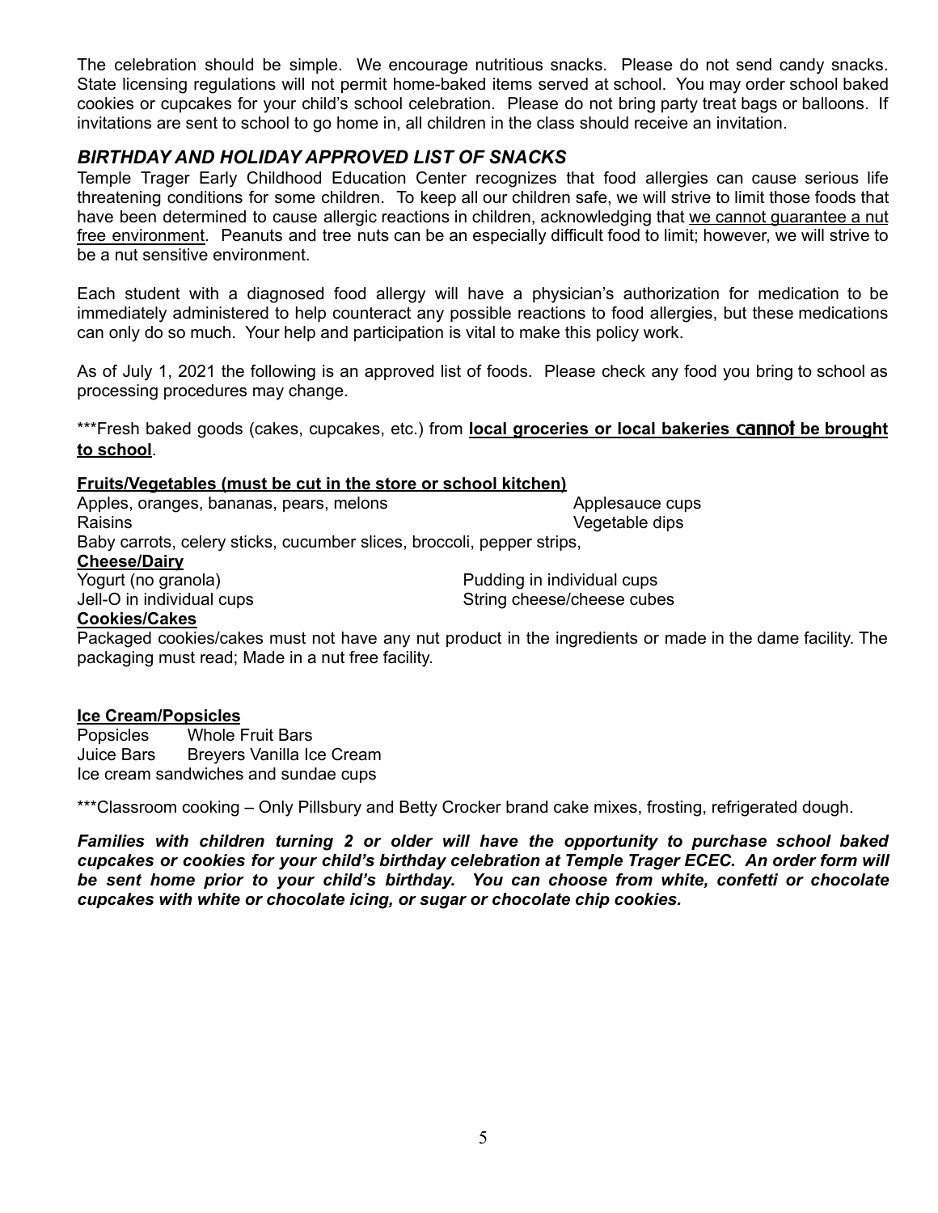The celebration should be simple. We encourage nutritious snacks. Please do not send candy snacks. State licensing regulations will not permit home-baked items served at school. You may order school baked cookies or cupcakes for your child's school celebration. Please do not bring party treat bags or balloons. If invitations are sent to school to go home in, all children in the class should receive an invitation.

### *BIRTHDAY AND HOLIDAY APPROVED LIST OF SNACKS*

Temple Trager Early Childhood Education Center recognizes that food allergies can cause serious life threatening conditions for some children. To keep all our children safe, we will strive to limit those foods that have been determined to cause allergic reactions in children, acknowledging that we cannot guarantee a nut free environment. Peanuts and tree nuts can be an especially difficult food to limit; however, we will strive to be a nut sensitive environment.

Each student with a diagnosed food allergy will have a physician's authorization for medication to be immediately administered to help counteract any possible reactions to food allergies, but these medications can only do so much. Your help and participation is vital to make this policy work.

As of July 1, 2021 the following is an approved list of foods. Please check any food you bring to school as processing procedures may change.

***Fresh baked goods (cakes, cupcakes, etc.) from **local groceries or local bakeries cannot be brought to school**.

**Fruits/Vegetables (must be cut in the store or school kitchen)**

Apples, oranges, bananas, pears, melons
Applesauce cups
Raisins
Vegetable dips
Baby carrots, celery sticks, cucumber slices, broccoli, pepper strips,

**Cheese/Dairy**

Yogurt (no granola)
Pudding in individual cups
Jell-O in individual cups
String cheese/cheese cubes

**Cookies/Cakes**

Packaged cookies/cakes must not have any nut product in the ingredients or made in the dame facility. The packaging must read; Made in a nut free facility.

**Ice Cream/Popsicles**

Popsicles
Whole Fruit Bars
Juice Bars
Breyers Vanilla Ice Cream
Ice cream sandwiches and sundae cups

***Classroom cooking – Only Pillsbury and Betty Crocker brand cake mixes, frosting, refrigerated dough.

***Families with children turning 2 or older will have the opportunity to purchase school baked cupcakes or cookies for your child's birthday celebration at Temple Trager ECEC. An order form will be sent home prior to your child's birthday. You can choose from white, confetti or chocolate cupcakes with white or chocolate icing, or sugar or chocolate chip cookies.***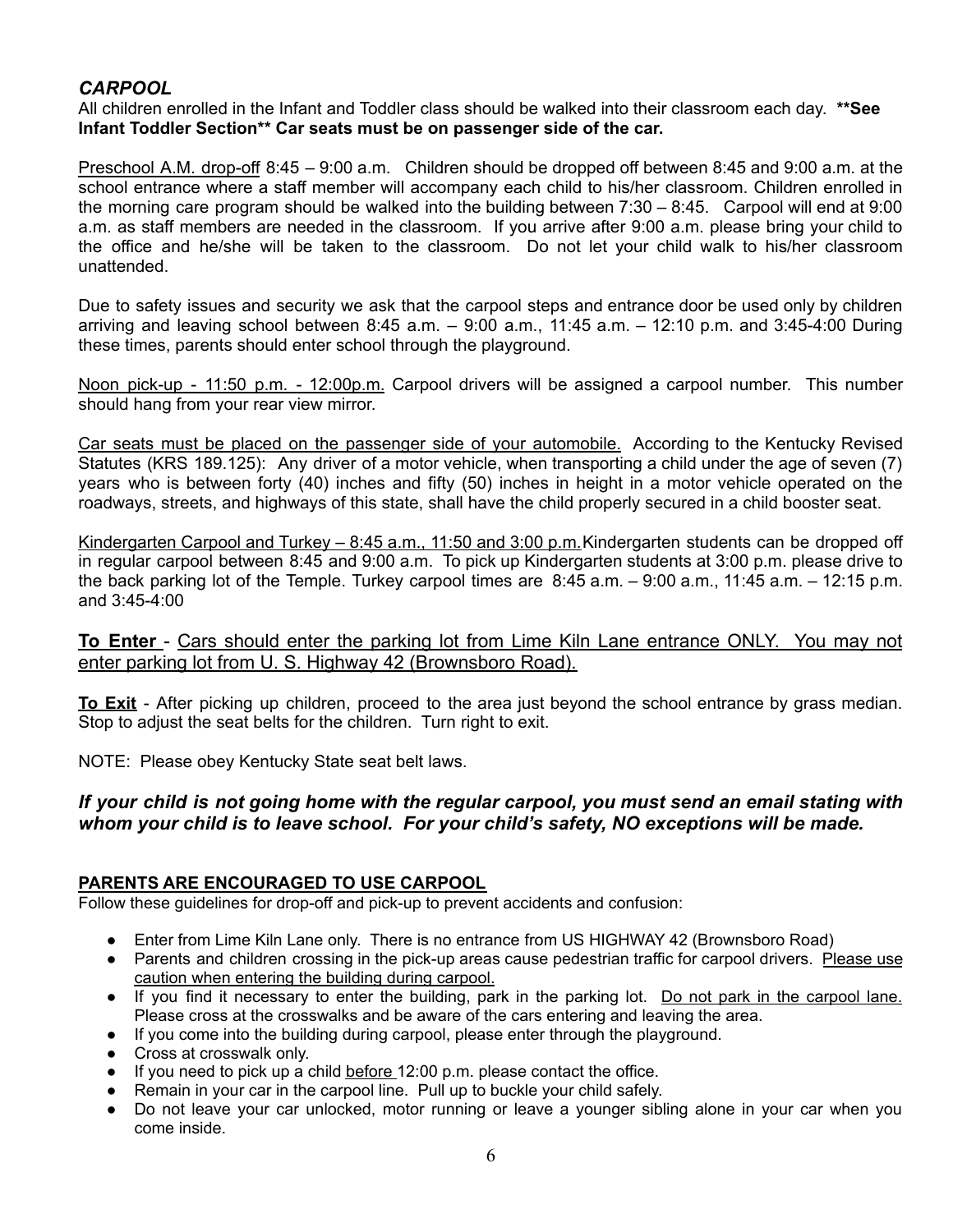## *CARPOOL*

All children enrolled in the Infant and Toddler class should be walked into their classroom each day. **\*\*See Infant Toddler Section\*\* Car seats must be on passenger side of the car.**

<u>Preschool A.M. drop-off</u> 8:45 – 9:00 a.m. Children should be dropped off between 8:45 and 9:00 a.m. at the school entrance where a staff member will accompany each child to his/her classroom. Children enrolled in the morning care program should be walked into the building between 7:30 – 8:45. Carpool will end at 9:00 a.m. as staff members are needed in the classroom. If you arrive after 9:00 a.m. please bring your child to the office and he/she will be taken to the classroom. Do not let your child walk to his/her classroom unattended.

Due to safety issues and security we ask that the carpool steps and entrance door be used only by children arriving and leaving school between 8:45 a.m. – 9:00 a.m., 11:45 a.m. – 12:10 p.m. and 3:45-4:00 During these times, parents should enter school through the playground.

<u>Noon pick-up - 11:50 p.m. - 12:00p.m.</u> Carpool drivers will be assigned a carpool number. This number should hang from your rear view mirror.

<u>Car seats must be placed on the passenger side of your automobile.</u> According to the Kentucky Revised Statutes (KRS 189.125): Any driver of a motor vehicle, when transporting a child under the age of seven (7) years who is between forty (40) inches and fifty (50) inches in height in a motor vehicle operated on the roadways, streets, and highways of this state, shall have the child properly secured in a child booster seat.

<u>Kindergarten Carpool and Turkey – 8:45 a.m., 11:50 and 3:00 p.m.</u> Kindergarten students can be dropped off in regular carpool between 8:45 and 9:00 a.m. To pick up Kindergarten students at 3:00 p.m. please drive to the back parking lot of the Temple. Turkey carpool times are 8:45 a.m. – 9:00 a.m., 11:45 a.m. – 12:15 p.m. and 3:45-4:00

**<u>To Enter</u>** - <u>Cars should enter the parking lot from Lime Kiln Lane entrance ONLY. You may not enter parking lot from U. S. Highway 42 (Brownsboro Road).</u>

**<u>To Exit</u>** - After picking up children, proceed to the area just beyond the school entrance by grass median. Stop to adjust the seat belts for the children. Turn right to exit.

NOTE: Please obey Kentucky State seat belt laws.

***If your child is not going home with the regular carpool, you must send an email stating with whom your child is to leave school. For your child's safety, NO exceptions will be made.***

### <u>PARENTS ARE ENCOURAGED TO USE CARPOOL</u>

Follow these guidelines for drop-off and pick-up to prevent accidents and confusion:

- Enter from Lime Kiln Lane only. There is no entrance from US HIGHWAY 42 (Brownsboro Road)
- Parents and children crossing in the pick-up areas cause pedestrian traffic for carpool drivers. <u>Please use caution when entering the building during carpool.</u>
- If you find it necessary to enter the building, park in the parking lot. <u>Do not park in the carpool lane.</u> Please cross at the crosswalks and be aware of the cars entering and leaving the area.
- If you come into the building during carpool, please enter through the playground.
- Cross at crosswalk only.
- If you need to pick up a child <u>before</u> 12:00 p.m. please contact the office.
- Remain in your car in the carpool line. Pull up to buckle your child safely.
- Do not leave your car unlocked, motor running or leave a younger sibling alone in your car when you come inside.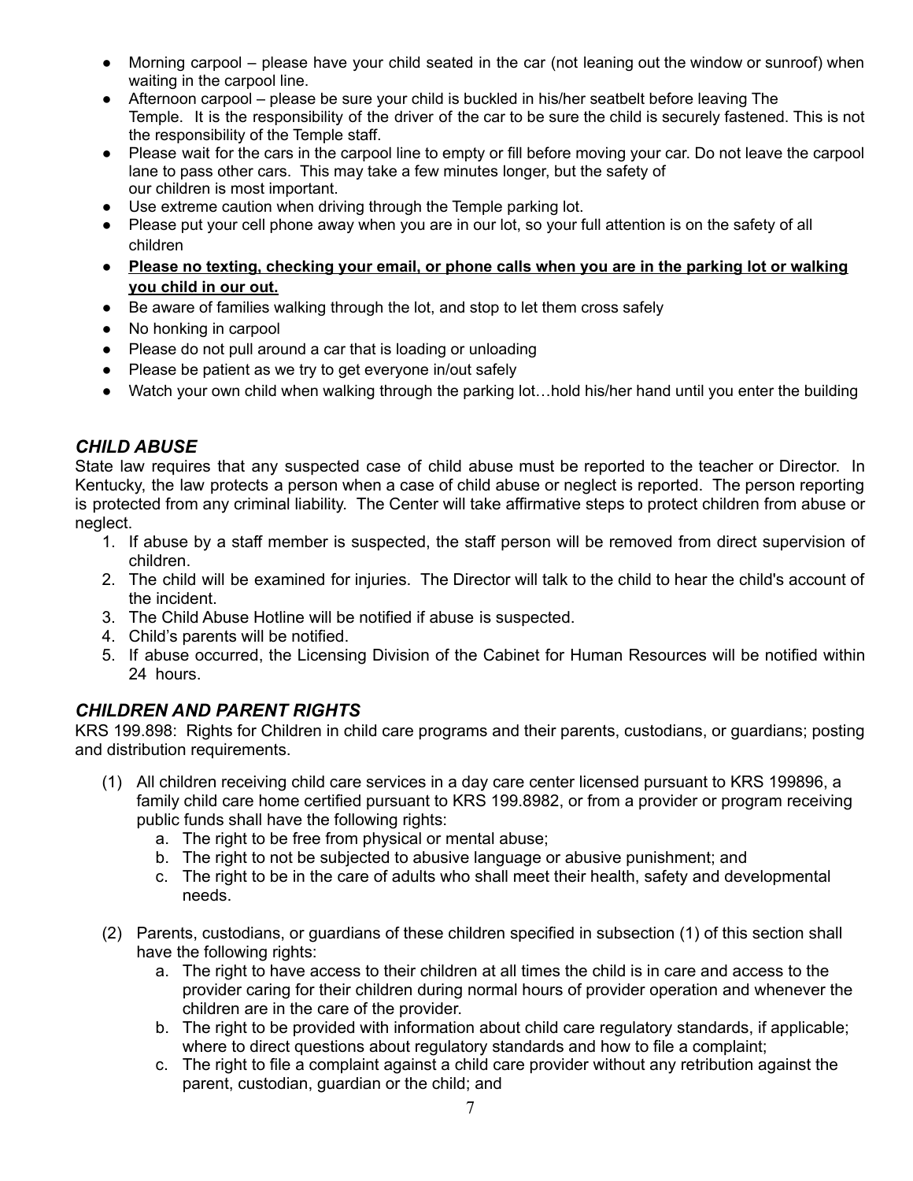- Morning carpool – please have your child seated in the car (not leaning out the window or sunroof) when waiting in the carpool line.
- Afternoon carpool – please be sure your child is buckled in his/her seatbelt before leaving The Temple. It is the responsibility of the driver of the car to be sure the child is securely fastened. This is not the responsibility of the Temple staff.
- Please wait for the cars in the carpool line to empty or fill before moving your car. Do not leave the carpool lane to pass other cars. This may take a few minutes longer, but the safety of our children is most important.
- Use extreme caution when driving through the Temple parking lot.
- Please put your cell phone away when you are in our lot, so your full attention is on the safety of all children
- **<u>Please no texting, checking your email, or phone calls when you are in the parking lot or walking you child in our out.</u>**
- Be aware of families walking through the lot, and stop to let them cross safely
- No honking in carpool
- Please do not pull around a car that is loading or unloading
- Please be patient as we try to get everyone in/out safely
- Watch your own child when walking through the parking lot…hold his/her hand until you enter the building

## ***CHILD ABUSE***

State law requires that any suspected case of child abuse must be reported to the teacher or Director. In Kentucky, the law protects a person when a case of child abuse or neglect is reported. The person reporting is protected from any criminal liability. The Center will take affirmative steps to protect children from abuse or neglect.

1. If abuse by a staff member is suspected, the staff person will be removed from direct supervision of children.
2. The child will be examined for injuries. The Director will talk to the child to hear the child's account of the incident.
3. The Child Abuse Hotline will be notified if abuse is suspected.
4. Child's parents will be notified.
5. If abuse occurred, the Licensing Division of the Cabinet for Human Resources will be notified within 24 hours.

## ***CHILDREN AND PARENT RIGHTS***

KRS 199.898: Rights for Children in child care programs and their parents, custodians, or guardians; posting and distribution requirements.

(1) All children receiving child care services in a day care center licensed pursuant to KRS 199896, a family child care home certified pursuant to KRS 199.8982, or from a provider or program receiving public funds shall have the following rights:
   a. The right to be free from physical or mental abuse;
   b. The right to not be subjected to abusive language or abusive punishment; and
   c. The right to be in the care of adults who shall meet their health, safety and developmental needs.

(2) Parents, custodians, or guardians of these children specified in subsection (1) of this section shall have the following rights:
   a. The right to have access to their children at all times the child is in care and access to the provider caring for their children during normal hours of provider operation and whenever the children are in the care of the provider.
   b. The right to be provided with information about child care regulatory standards, if applicable; where to direct questions about regulatory standards and how to file a complaint;
   c. The right to file a complaint against a child care provider without any retribution against the parent, custodian, guardian or the child; and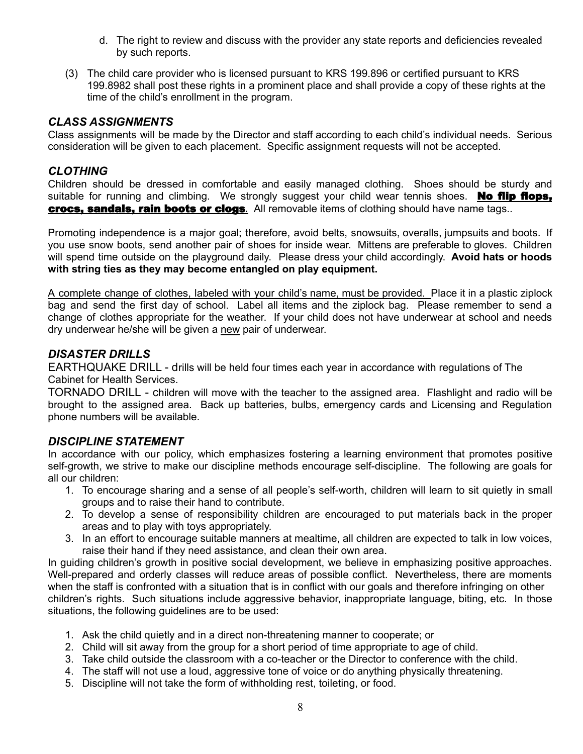d. The right to review and discuss with the provider any state reports and deficiencies revealed by such reports.

(3) The child care provider who is licensed pursuant to KRS 199.896 or certified pursuant to KRS 199.8982 shall post these rights in a prominent place and shall provide a copy of these rights at the time of the child's enrollment in the program.

### *CLASS ASSIGNMENTS*

Class assignments will be made by the Director and staff according to each child's individual needs. Serious consideration will be given to each placement. Specific assignment requests will not be accepted.

### *CLOTHING*

Children should be dressed in comfortable and easily managed clothing. Shoes should be sturdy and suitable for running and climbing. We strongly suggest your child wear tennis shoes. <u>**No flip flops, crocs, sandals, rain boots or clogs**</u>. All removable items of clothing should have name tags..

Promoting independence is a major goal; therefore, avoid belts, snowsuits, overalls, jumpsuits and boots. If you use snow boots, send another pair of shoes for inside wear. Mittens are preferable to gloves. Children will spend time outside on the playground daily. Please dress your child accordingly. **Avoid hats or hoods with string ties as they may become entangled on play equipment.**

<u>A complete change of clothes, labeled with your child's name, must be provided.</u> Place it in a plastic ziplock bag and send the first day of school. Label all items and the ziplock bag. Please remember to send a change of clothes appropriate for the weather. If your child does not have underwear at school and needs dry underwear he/she will be given a <u>new</u> pair of underwear.

### *DISASTER DRILLS*

EARTHQUAKE DRILL - drills will be held four times each year in accordance with regulations of The Cabinet for Health Services.

TORNADO DRILL - children will move with the teacher to the assigned area. Flashlight and radio will be brought to the assigned area. Back up batteries, bulbs, emergency cards and Licensing and Regulation phone numbers will be available.

### *DISCIPLINE STATEMENT*

In accordance with our policy, which emphasizes fostering a learning environment that promotes positive self-growth, we strive to make our discipline methods encourage self-discipline. The following are goals for all our children:

1. To encourage sharing and a sense of all people's self-worth, children will learn to sit quietly in small groups and to raise their hand to contribute.
2. To develop a sense of responsibility children are encouraged to put materials back in the proper areas and to play with toys appropriately.
3. In an effort to encourage suitable manners at mealtime, all children are expected to talk in low voices, raise their hand if they need assistance, and clean their own area.

In guiding children's growth in positive social development, we believe in emphasizing positive approaches. Well-prepared and orderly classes will reduce areas of possible conflict. Nevertheless, there are moments when the staff is confronted with a situation that is in conflict with our goals and therefore infringing on other children's rights. Such situations include aggressive behavior, inappropriate language, biting, etc. In those situations, the following guidelines are to be used:

1. Ask the child quietly and in a direct non-threatening manner to cooperate; or
2. Child will sit away from the group for a short period of time appropriate to age of child.
3. Take child outside the classroom with a co-teacher or the Director to conference with the child.
4. The staff will not use a loud, aggressive tone of voice or do anything physically threatening.
5. Discipline will not take the form of withholding rest, toileting, or food.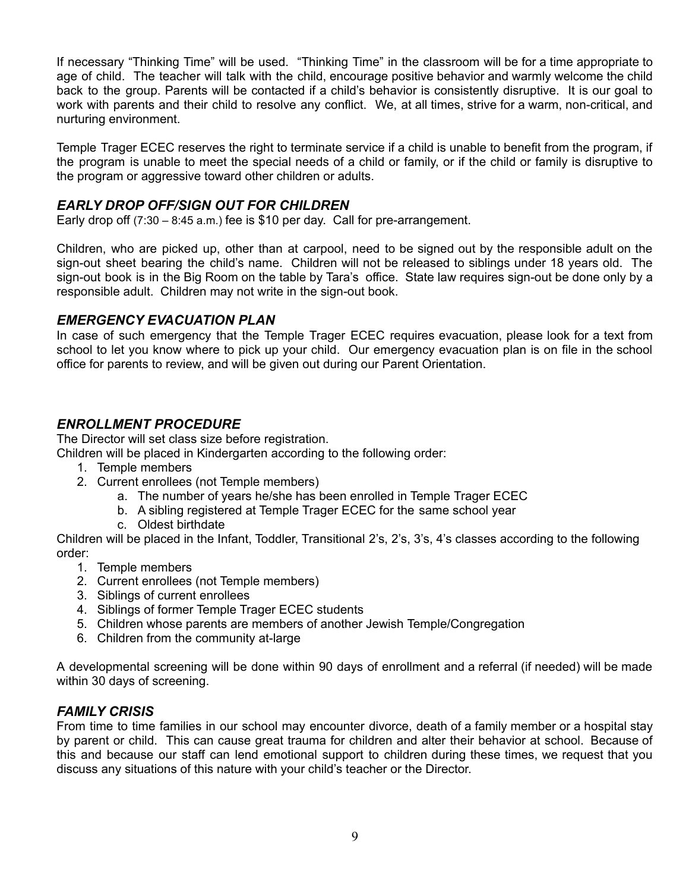If necessary "Thinking Time" will be used. "Thinking Time" in the classroom will be for a time appropriate to age of child. The teacher will talk with the child, encourage positive behavior and warmly welcome the child back to the group. Parents will be contacted if a child's behavior is consistently disruptive. It is our goal to work with parents and their child to resolve any conflict. We, at all times, strive for a warm, non-critical, and nurturing environment.

Temple Trager ECEC reserves the right to terminate service if a child is unable to benefit from the program, if the program is unable to meet the special needs of a child or family, or if the child or family is disruptive to the program or aggressive toward other children or adults.

### *EARLY DROP OFF/SIGN OUT FOR CHILDREN*

Early drop off (7:30 – 8:45 a.m.) fee is $10 per day. Call for pre-arrangement.

Children, who are picked up, other than at carpool, need to be signed out by the responsible adult on the sign-out sheet bearing the child's name. Children will not be released to siblings under 18 years old. The sign-out book is in the Big Room on the table by Tara's office. State law requires sign-out be done only by a responsible adult. Children may not write in the sign-out book.

### *EMERGENCY EVACUATION PLAN*

In case of such emergency that the Temple Trager ECEC requires evacuation, please look for a text from school to let you know where to pick up your child. Our emergency evacuation plan is on file in the school office for parents to review, and will be given out during our Parent Orientation.

### *ENROLLMENT PROCEDURE*

The Director will set class size before registration.
Children will be placed in Kindergarten according to the following order:

1. Temple members
2. Current enrollees (not Temple members)
    a. The number of years he/she has been enrolled in Temple Trager ECEC
    b. A sibling registered at Temple Trager ECEC for the same school year
    c. Oldest birthdate

Children will be placed in the Infant, Toddler, Transitional 2's, 2's, 3's, 4's classes according to the following order:

1. Temple members
2. Current enrollees (not Temple members)
3. Siblings of current enrollees
4. Siblings of former Temple Trager ECEC students
5. Children whose parents are members of another Jewish Temple/Congregation
6. Children from the community at-large

A developmental screening will be done within 90 days of enrollment and a referral (if needed) will be made within 30 days of screening.

### *FAMILY CRISIS*

From time to time families in our school may encounter divorce, death of a family member or a hospital stay by parent or child. This can cause great trauma for children and alter their behavior at school. Because of this and because our staff can lend emotional support to children during these times, we request that you discuss any situations of this nature with your child's teacher or the Director.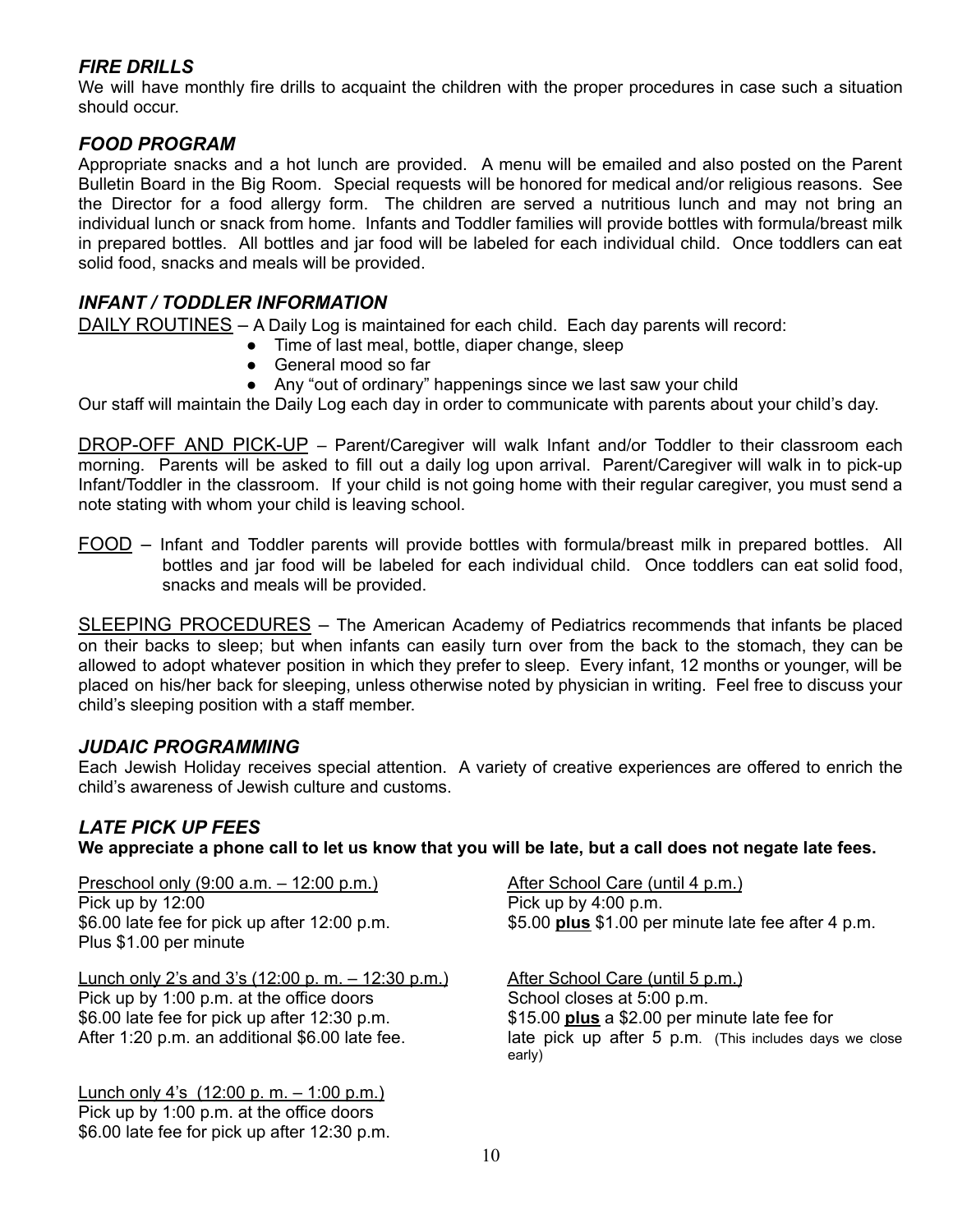## *FIRE DRILLS*

We will have monthly fire drills to acquaint the children with the proper procedures in case such a situation should occur.

## *FOOD PROGRAM*

Appropriate snacks and a hot lunch are provided. A menu will be emailed and also posted on the Parent Bulletin Board in the Big Room. Special requests will be honored for medical and/or religious reasons. See the Director for a food allergy form. The children are served a nutritious lunch and may not bring an individual lunch or snack from home. Infants and Toddler families will provide bottles with formula/breast milk in prepared bottles. All bottles and jar food will be labeled for each individual child. Once toddlers can eat solid food, snacks and meals will be provided.

## *INFANT / TODDLER INFORMATION*

DAILY ROUTINES – A Daily Log is maintained for each child. Each day parents will record:

- Time of last meal, bottle, diaper change, sleep
- General mood so far
- Any "out of ordinary" happenings since we last saw your child

Our staff will maintain the Daily Log each day in order to communicate with parents about your child's day.

DROP-OFF AND PICK-UP – Parent/Caregiver will walk Infant and/or Toddler to their classroom each morning. Parents will be asked to fill out a daily log upon arrival. Parent/Caregiver will walk in to pick-up Infant/Toddler in the classroom. If your child is not going home with their regular caregiver, you must send a note stating with whom your child is leaving school.

FOOD – Infant and Toddler parents will provide bottles with formula/breast milk in prepared bottles. All bottles and jar food will be labeled for each individual child. Once toddlers can eat solid food, snacks and meals will be provided.

SLEEPING PROCEDURES – The American Academy of Pediatrics recommends that infants be placed on their backs to sleep; but when infants can easily turn over from the back to the stomach, they can be allowed to adopt whatever position in which they prefer to sleep. Every infant, 12 months or younger, will be placed on his/her back for sleeping, unless otherwise noted by physician in writing. Feel free to discuss your child's sleeping position with a staff member.

## *JUDAIC PROGRAMMING*

Each Jewish Holiday receives special attention. A variety of creative experiences are offered to enrich the child's awareness of Jewish culture and customs.

## *LATE PICK UP FEES*

**We appreciate a phone call to let us know that you will be late, but a call does not negate late fees.**

Preschool only (9:00 a.m. – 12:00 p.m.)
Pick up by 12:00
$6.00 late fee for pick up after 12:00 p.m.
Plus $1.00 per minute

Lunch only 2's and 3's (12:00 p. m. – 12:30 p.m.)
Pick up by 1:00 p.m. at the office doors
$6.00 late fee for pick up after 12:30 p.m.
After 1:20 p.m. an additional $6.00 late fee.

Lunch only 4's (12:00 p. m. – 1:00 p.m.)
Pick up by 1:00 p.m. at the office doors
$6.00 late fee for pick up after 12:30 p.m.

After School Care (until 4 p.m.)
Pick up by 4:00 p.m.
$5.00 **plus** $1.00 per minute late fee after 4 p.m.

After School Care (until 5 p.m.)
School closes at 5:00 p.m.
$15.00 **plus** a $2.00 per minute late fee for late pick up after 5 p.m. (This includes days we close early)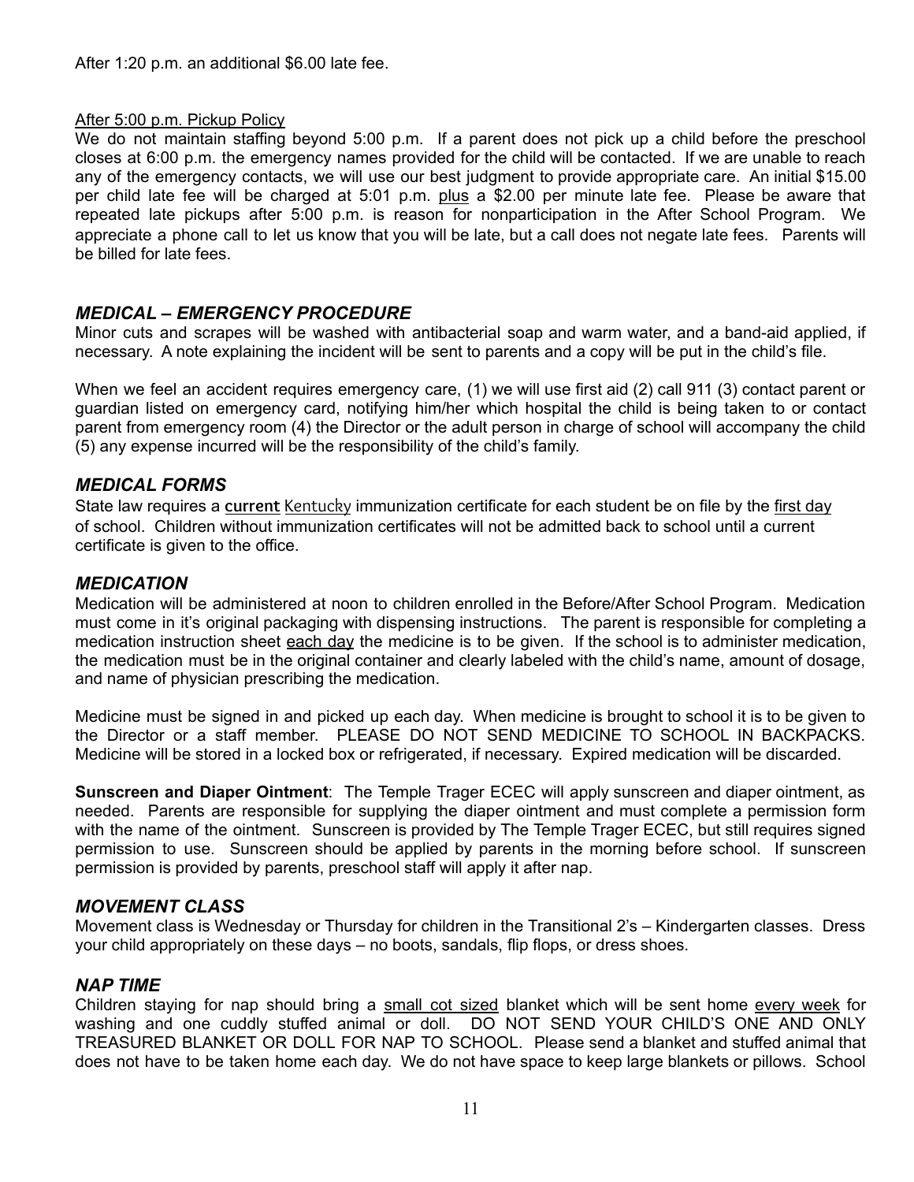After 1:20 p.m. an additional $6.00 late fee.

After 5:00 p.m. Pickup Policy

We do not maintain staffing beyond 5:00 p.m. If a parent does not pick up a child before the preschool closes at 6:00 p.m. the emergency names provided for the child will be contacted. If we are unable to reach any of the emergency contacts, we will use our best judgment to provide appropriate care. An initial $15.00 per child late fee will be charged at 5:01 p.m. plus a $2.00 per minute late fee. Please be aware that repeated late pickups after 5:00 p.m. is reason for nonparticipation in the After School Program. We appreciate a phone call to let us know that you will be late, but a call does not negate late fees. Parents will be billed for late fees.

### *MEDICAL – EMERGENCY PROCEDURE*

Minor cuts and scrapes will be washed with antibacterial soap and warm water, and a band-aid applied, if necessary. A note explaining the incident will be sent to parents and a copy will be put in the child's file.

When we feel an accident requires emergency care, (1) we will use first aid (2) call 911 (3) contact parent or guardian listed on emergency card, notifying him/her which hospital the child is being taken to or contact parent from emergency room (4) the Director or the adult person in charge of school will accompany the child (5) any expense incurred will be the responsibility of the child's family.

### *MEDICAL FORMS*

State law requires a **current** Kentucky immunization certificate for each student be on file by the first day of school. Children without immunization certificates will not be admitted back to school until a current certificate is given to the office.

### *MEDICATION*

Medication will be administered at noon to children enrolled in the Before/After School Program. Medication must come in it's original packaging with dispensing instructions. The parent is responsible for completing a medication instruction sheet each day the medicine is to be given. If the school is to administer medication, the medication must be in the original container and clearly labeled with the child's name, amount of dosage, and name of physician prescribing the medication.

Medicine must be signed in and picked up each day. When medicine is brought to school it is to be given to the Director or a staff member. PLEASE DO NOT SEND MEDICINE TO SCHOOL IN BACKPACKS. Medicine will be stored in a locked box or refrigerated, if necessary. Expired medication will be discarded.

**Sunscreen and Diaper Ointment**: The Temple Trager ECEC will apply sunscreen and diaper ointment, as needed. Parents are responsible for supplying the diaper ointment and must complete a permission form with the name of the ointment. Sunscreen is provided by The Temple Trager ECEC, but still requires signed permission to use. Sunscreen should be applied by parents in the morning before school. If sunscreen permission is provided by parents, preschool staff will apply it after nap.

### *MOVEMENT CLASS*

Movement class is Wednesday or Thursday for children in the Transitional 2's – Kindergarten classes. Dress your child appropriately on these days – no boots, sandals, flip flops, or dress shoes.

### *NAP TIME*

Children staying for nap should bring a small cot sized blanket which will be sent home every week for washing and one cuddly stuffed animal or doll. DO NOT SEND YOUR CHILD'S ONE AND ONLY TREASURED BLANKET OR DOLL FOR NAP TO SCHOOL. Please send a blanket and stuffed animal that does not have to be taken home each day. We do not have space to keep large blankets or pillows. School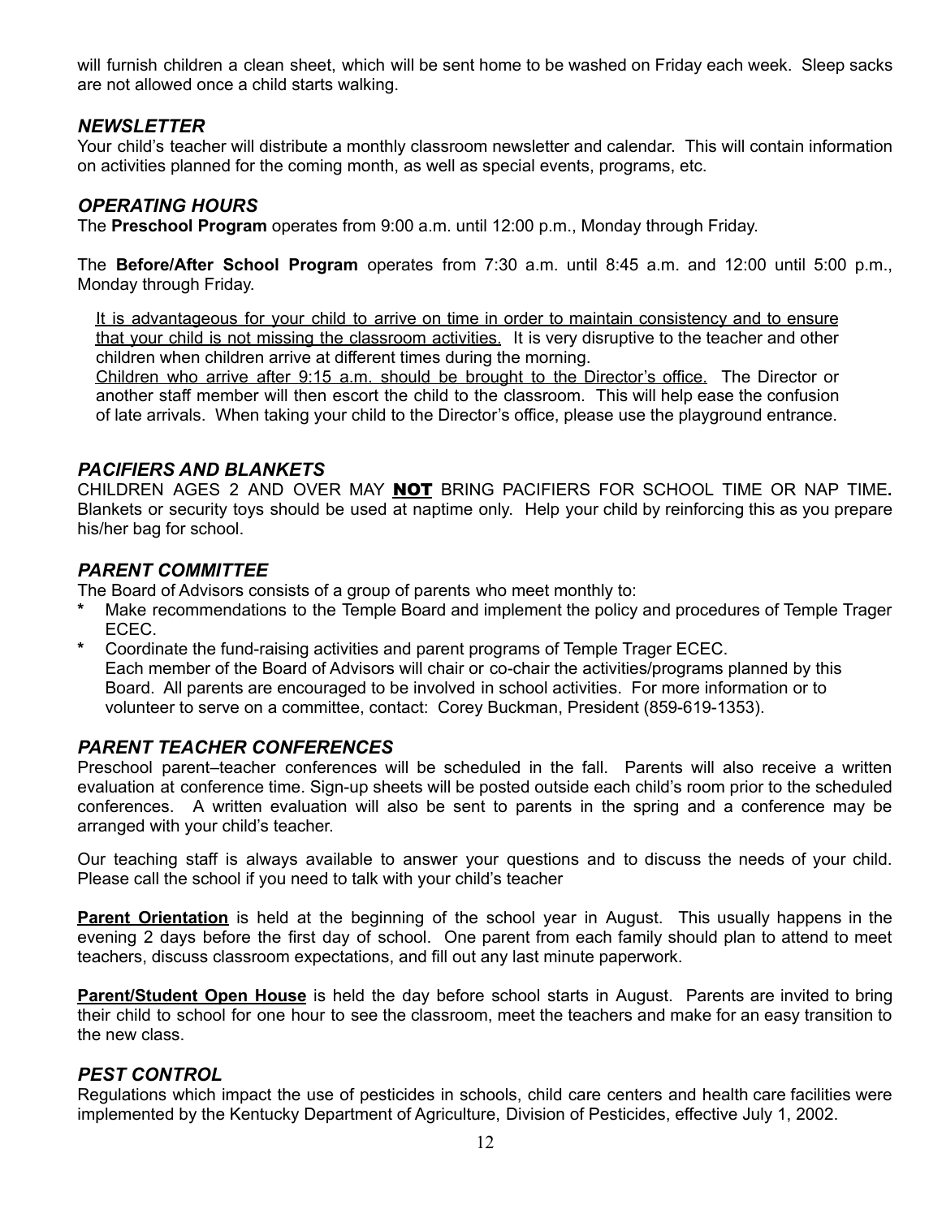will furnish children a clean sheet, which will be sent home to be washed on Friday each week. Sleep sacks are not allowed once a child starts walking.

### *NEWSLETTER*

Your child's teacher will distribute a monthly classroom newsletter and calendar. This will contain information on activities planned for the coming month, as well as special events, programs, etc.

### *OPERATING HOURS*

The **Preschool Program** operates from 9:00 a.m. until 12:00 p.m., Monday through Friday.

The **Before/After School Program** operates from 7:30 a.m. until 8:45 a.m. and 12:00 until 5:00 p.m., Monday through Friday.

<u>It is advantageous for your child to arrive on time in order to maintain consistency and to ensure that your child is not missing the classroom activities.</u> It is very disruptive to the teacher and other children when children arrive at different times during the morning.
<u>Children who arrive after 9:15 a.m. should be brought to the Director's office.</u> The Director or another staff member will then escort the child to the classroom. This will help ease the confusion of late arrivals. When taking your child to the Director's office, please use the playground entrance.

### *PACIFIERS AND BLANKETS*

CHILDREN AGES 2 AND OVER MAY **<u>NOT</u>** BRING PACIFIERS FOR SCHOOL TIME OR NAP TIME**.** Blankets or security toys should be used at naptime only. Help your child by reinforcing this as you prepare his/her bag for school.

### *PARENT COMMITTEE*

The Board of Advisors consists of a group of parents who meet monthly to:

- Make recommendations to the Temple Board and implement the policy and procedures of Temple Trager ECEC.
- Coordinate the fund-raising activities and parent programs of Temple Trager ECEC.
  Each member of the Board of Advisors will chair or co-chair the activities/programs planned by this Board. All parents are encouraged to be involved in school activities. For more information or to volunteer to serve on a committee, contact: Corey Buckman, President (859-619-1353).

### *PARENT TEACHER CONFERENCES*

Preschool parent–teacher conferences will be scheduled in the fall. Parents will also receive a written evaluation at conference time. Sign-up sheets will be posted outside each child's room prior to the scheduled conferences. A written evaluation will also be sent to parents in the spring and a conference may be arranged with your child's teacher.

Our teaching staff is always available to answer your questions and to discuss the needs of your child. Please call the school if you need to talk with your child's teacher

**<u>Parent Orientation</u>** is held at the beginning of the school year in August. This usually happens in the evening 2 days before the first day of school. One parent from each family should plan to attend to meet teachers, discuss classroom expectations, and fill out any last minute paperwork.

**<u>Parent/Student Open House</u>** is held the day before school starts in August. Parents are invited to bring their child to school for one hour to see the classroom, meet the teachers and make for an easy transition to the new class.

### *PEST CONTROL*

Regulations which impact the use of pesticides in schools, child care centers and health care facilities were implemented by the Kentucky Department of Agriculture, Division of Pesticides, effective July 1, 2002.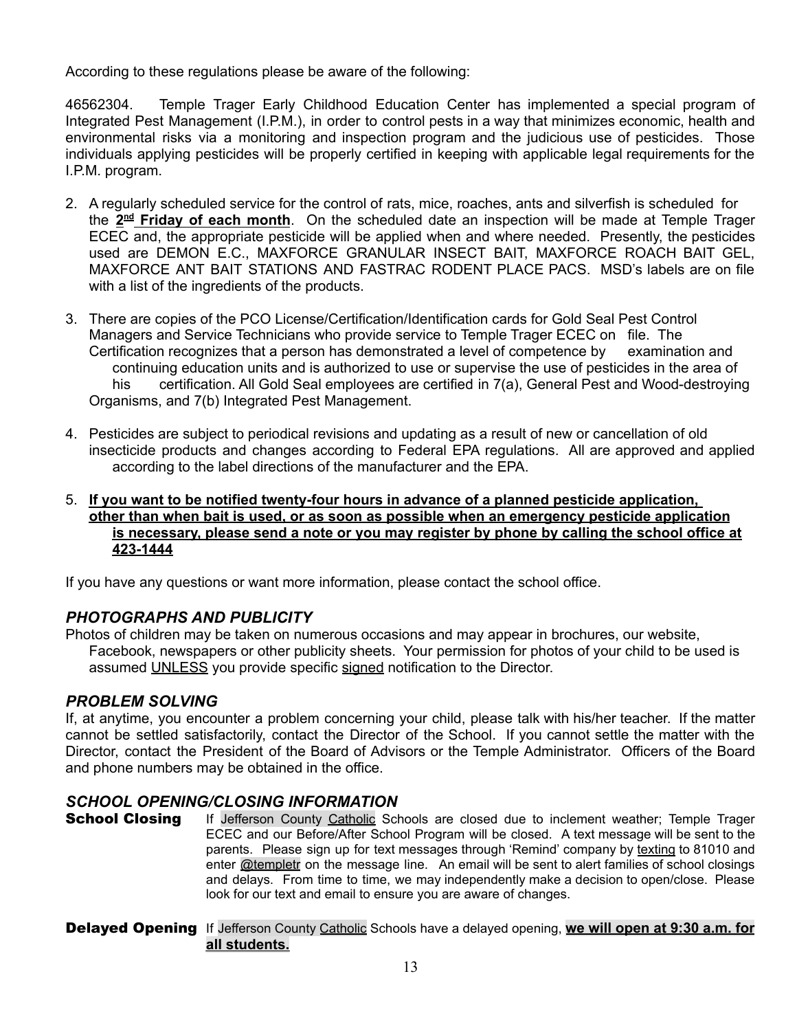According to these regulations please be aware of the following:

46562304. Temple Trager Early Childhood Education Center has implemented a special program of Integrated Pest Management (I.P.M.), in order to control pests in a way that minimizes economic, health and environmental risks via a monitoring and inspection program and the judicious use of pesticides. Those individuals applying pesticides will be properly certified in keeping with applicable legal requirements for the I.P.M. program.

2. A regularly scheduled service for the control of rats, mice, roaches, ants and silverfish is scheduled for the **2nd Friday of each month**. On the scheduled date an inspection will be made at Temple Trager ECEC and, the appropriate pesticide will be applied when and where needed. Presently, the pesticides used are DEMON E.C., MAXFORCE GRANULAR INSECT BAIT, MAXFORCE ROACH BAIT GEL, MAXFORCE ANT BAIT STATIONS AND FASTRAC RODENT PLACE PACS. MSD's labels are on file with a list of the ingredients of the products.

3. There are copies of the PCO License/Certification/Identification cards for Gold Seal Pest Control Managers and Service Technicians who provide service to Temple Trager ECEC on file. The Certification recognizes that a person has demonstrated a level of competence by examination and continuing education units and is authorized to use or supervise the use of pesticides in the area of his certification. All Gold Seal employees are certified in 7(a), General Pest and Wood-destroying Organisms, and 7(b) Integrated Pest Management.

4. Pesticides are subject to periodical revisions and updating as a result of new or cancellation of old insecticide products and changes according to Federal EPA regulations. All are approved and applied according to the label directions of the manufacturer and the EPA.

5. **If you want to be notified twenty-four hours in advance of a planned pesticide application, other than when bait is used, or as soon as possible when an emergency pesticide application is necessary, please send a note or you may register by phone by calling the school office at 423-1444**

If you have any questions or want more information, please contact the school office.

### *PHOTOGRAPHS AND PUBLICITY*

Photos of children may be taken on numerous occasions and may appear in brochures, our website, Facebook, newspapers or other publicity sheets. Your permission for photos of your child to be used is assumed UNLESS you provide specific signed notification to the Director.

### *PROBLEM SOLVING*

If, at anytime, you encounter a problem concerning your child, please talk with his/her teacher. If the matter cannot be settled satisfactorily, contact the Director of the School. If you cannot settle the matter with the Director, contact the President of the Board of Advisors or the Temple Administrator. Officers of the Board and phone numbers may be obtained in the office.

### *SCHOOL OPENING/CLOSING INFORMATION*

**School Closing** If Jefferson County Catholic Schools are closed due to inclement weather; Temple Trager ECEC and our Before/After School Program will be closed. A text message will be sent to the parents. Please sign up for text messages through 'Remind' company by texting to 81010 and enter @templetr on the message line. An email will be sent to alert families of school closings and delays. From time to time, we may independently make a decision to open/close. Please look for our text and email to ensure you are aware of changes.

**Delayed Opening** If Jefferson County Catholic Schools have a delayed opening, **we will open at 9:30 a.m. for all students.**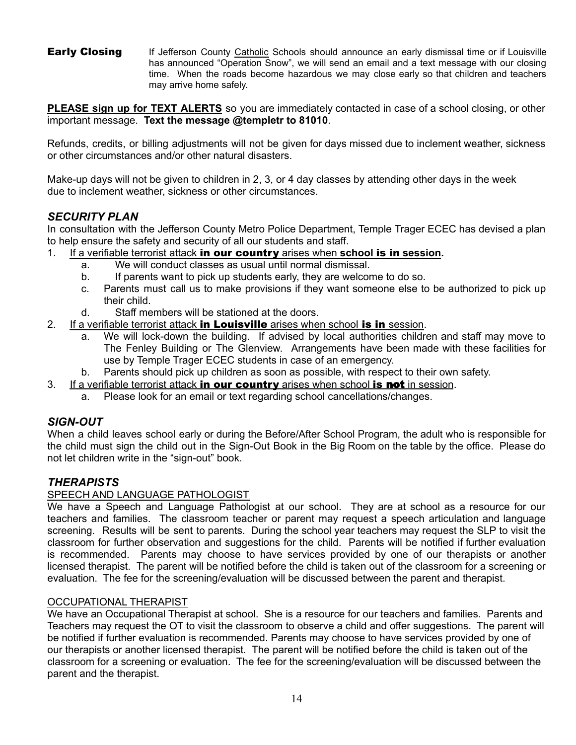**Early Closing** If Jefferson County Catholic Schools should announce an early dismissal time or if Louisville has announced "Operation Snow", we will send an email and a text message with our closing time. When the roads become hazardous we may close early so that children and teachers may arrive home safely.

**PLEASE sign up for TEXT ALERTS** so you are immediately contacted in case of a school closing, or other important message. **Text the message @templetr to 81010**.

Refunds, credits, or billing adjustments will not be given for days missed due to inclement weather, sickness or other circumstances and/or other natural disasters.

Make-up days will not be given to children in 2, 3, or 4 day classes by attending other days in the week due to inclement weather, sickness or other circumstances.

## *SECURITY PLAN*

In consultation with the Jefferson County Metro Police Department, Temple Trager ECEC has devised a plan to help ensure the safety and security of all our students and staff.

1. If a verifiable terrorist attack **in our country** arises when **school is in session.**
   a. We will conduct classes as usual until normal dismissal.
   b. If parents want to pick up students early, they are welcome to do so.
   c. Parents must call us to make provisions if they want someone else to be authorized to pick up their child.
   d. Staff members will be stationed at the doors.
2. If a verifiable terrorist attack **in Louisville** arises when school **is in** session.
   a. We will lock-down the building. If advised by local authorities children and staff may move to The Fenley Building or The Glenview. Arrangements have been made with these facilities for use by Temple Trager ECEC students in case of an emergency.
   b. Parents should pick up children as soon as possible, with respect to their own safety.
3. If a verifiable terrorist attack **in our country** arises when school **is not** in session.
   a. Please look for an email or text regarding school cancellations/changes.

## *SIGN-OUT*

When a child leaves school early or during the Before/After School Program, the adult who is responsible for the child must sign the child out in the Sign-Out Book in the Big Room on the table by the office. Please do not let children write in the "sign-out" book.

## *THERAPISTS*

### SPEECH AND LANGUAGE PATHOLOGIST

We have a Speech and Language Pathologist at our school. They are at school as a resource for our teachers and families. The classroom teacher or parent may request a speech articulation and language screening. Results will be sent to parents. During the school year teachers may request the SLP to visit the classroom for further observation and suggestions for the child. Parents will be notified if further evaluation is recommended. Parents may choose to have services provided by one of our therapists or another licensed therapist. The parent will be notified before the child is taken out of the classroom for a screening or evaluation. The fee for the screening/evaluation will be discussed between the parent and therapist.

### OCCUPATIONAL THERAPIST

We have an Occupational Therapist at school. She is a resource for our teachers and families. Parents and Teachers may request the OT to visit the classroom to observe a child and offer suggestions. The parent will be notified if further evaluation is recommended. Parents may choose to have services provided by one of our therapists or another licensed therapist. The parent will be notified before the child is taken out of the classroom for a screening or evaluation. The fee for the screening/evaluation will be discussed between the parent and the therapist.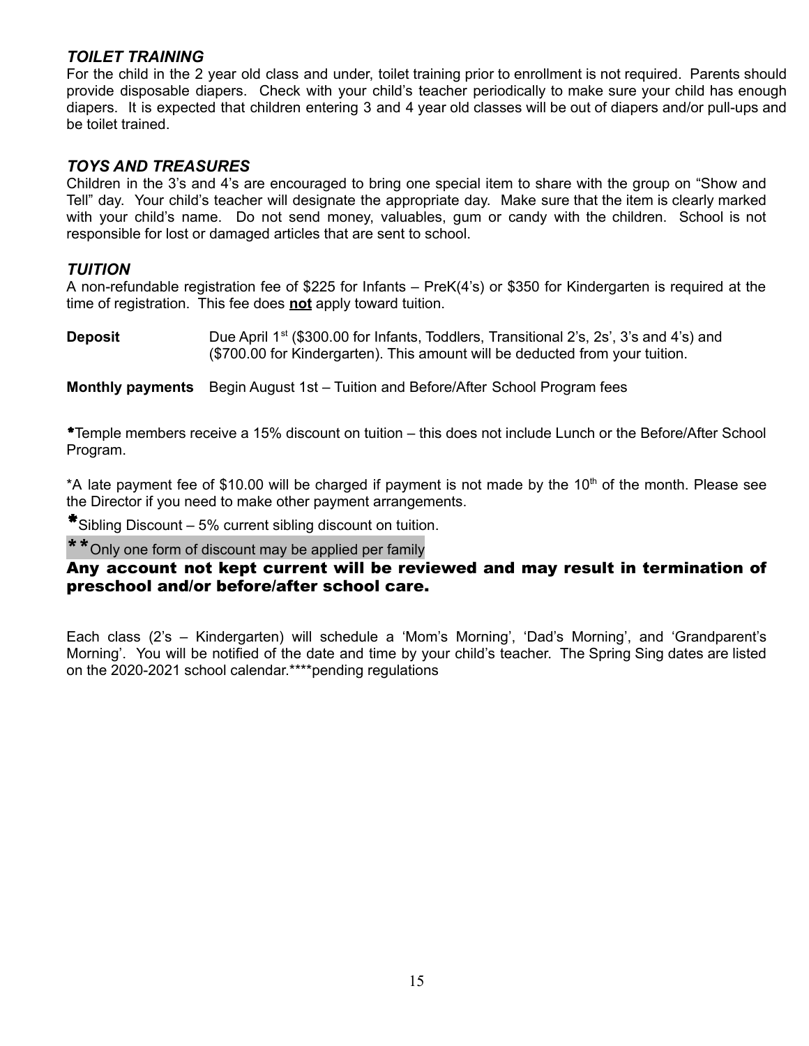### *TOILET TRAINING*

For the child in the 2 year old class and under, toilet training prior to enrollment is not required. Parents should provide disposable diapers. Check with your child's teacher periodically to make sure your child has enough diapers. It is expected that children entering 3 and 4 year old classes will be out of diapers and/or pull-ups and be toilet trained.

### *TOYS AND TREASURES*

Children in the 3's and 4's are encouraged to bring one special item to share with the group on "Show and Tell" day. Your child's teacher will designate the appropriate day. Make sure that the item is clearly marked with your child's name. Do not send money, valuables, gum or candy with the children. School is not responsible for lost or damaged articles that are sent to school.

### *TUITION*

A non-refundable registration fee of $225 for Infants – PreK(4's) or $350 for Kindergarten is required at the time of registration. This fee does **not** apply toward tuition.

**Deposit** Due April 1st ($300.00 for Infants, Toddlers, Transitional 2's, 2s', 3's and 4's) and ($700.00 for Kindergarten). This amount will be deducted from your tuition.

**Monthly payments** Begin August 1st – Tuition and Before/After School Program fees

*Temple members receive a 15% discount on tuition – this does not include Lunch or the Before/After School Program.

*A late payment fee of $10.00 will be charged if payment is not made by the 10th of the month. Please see the Director if you need to make other payment arrangements.

*Sibling Discount – 5% current sibling discount on tuition.

**Only one form of discount may be applied per family

**Any account not kept current will be reviewed and may result in termination of preschool and/or before/after school care.**

Each class (2's – Kindergarten) will schedule a 'Mom's Morning', 'Dad's Morning', and 'Grandparent's Morning'. You will be notified of the date and time by your child's teacher. The Spring Sing dates are listed on the 2020-2021 school calendar.****pending regulations